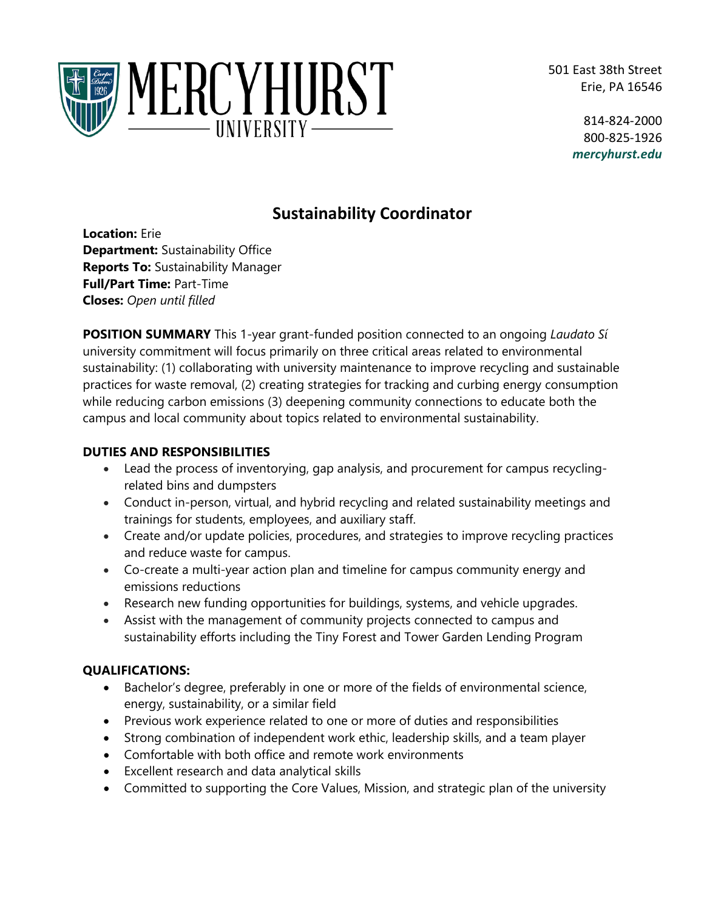MERCYHURST UNIVERSITY

501 East 38th Street
Erie, PA 16546

814-824-2000
800-825-1926
*mercyhurst.edu*

# Sustainability Coordinator

**Location:** Erie
**Department:** Sustainability Office
**Reports To:** Sustainability Manager
**Full/Part Time:** Part-Time
**Closes:** *Open until filled*

**POSITION SUMMARY** This 1-year grant-funded position connected to an ongoing *Laudato Sí* university commitment will focus primarily on three critical areas related to environmental sustainability: (1) collaborating with university maintenance to improve recycling and sustainable practices for waste removal, (2) creating strategies for tracking and curbing energy consumption while reducing carbon emissions (3) deepening community connections to educate both the campus and local community about topics related to environmental sustainability.

## DUTIES AND RESPONSIBILITIES

- Lead the process of inventorying, gap analysis, and procurement for campus recycling-related bins and dumpsters
- Conduct in-person, virtual, and hybrid recycling and related sustainability meetings and trainings for students, employees, and auxiliary staff.
- Create and/or update policies, procedures, and strategies to improve recycling practices and reduce waste for campus.
- Co-create a multi-year action plan and timeline for campus community energy and emissions reductions
- Research new funding opportunities for buildings, systems, and vehicle upgrades.
- Assist with the management of community projects connected to campus and sustainability efforts including the Tiny Forest and Tower Garden Lending Program

## QUALIFICATIONS:

- Bachelor's degree, preferably in one or more of the fields of environmental science, energy, sustainability, or a similar field
- Previous work experience related to one or more of duties and responsibilities
- Strong combination of independent work ethic, leadership skills, and a team player
- Comfortable with both office and remote work environments
- Excellent research and data analytical skills
- Committed to supporting the Core Values, Mission, and strategic plan of the university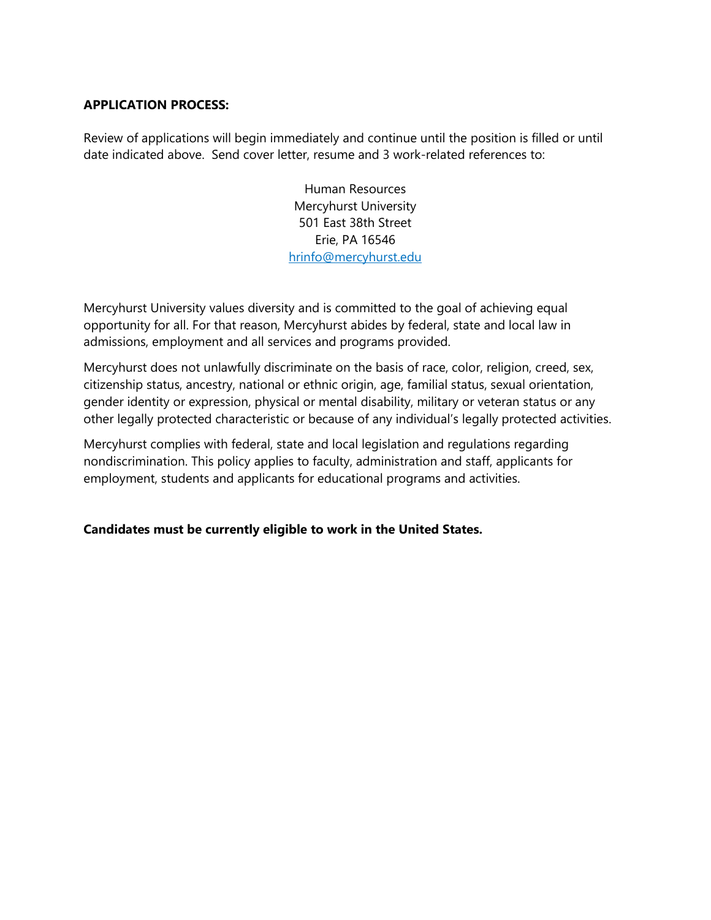**APPLICATION PROCESS:**

Review of applications will begin immediately and continue until the position is filled or until date indicated above. Send cover letter, resume and 3 work-related references to:

Human Resources
Mercyhurst University
501 East 38th Street
Erie, PA 16546
hrinfo@mercyhurst.edu

Mercyhurst University values diversity and is committed to the goal of achieving equal opportunity for all. For that reason, Mercyhurst abides by federal, state and local law in admissions, employment and all services and programs provided.

Mercyhurst does not unlawfully discriminate on the basis of race, color, religion, creed, sex, citizenship status, ancestry, national or ethnic origin, age, familial status, sexual orientation, gender identity or expression, physical or mental disability, military or veteran status or any other legally protected characteristic or because of any individual's legally protected activities.

Mercyhurst complies with federal, state and local legislation and regulations regarding nondiscrimination. This policy applies to faculty, administration and staff, applicants for employment, students and applicants for educational programs and activities.

**Candidates must be currently eligible to work in the United States.**